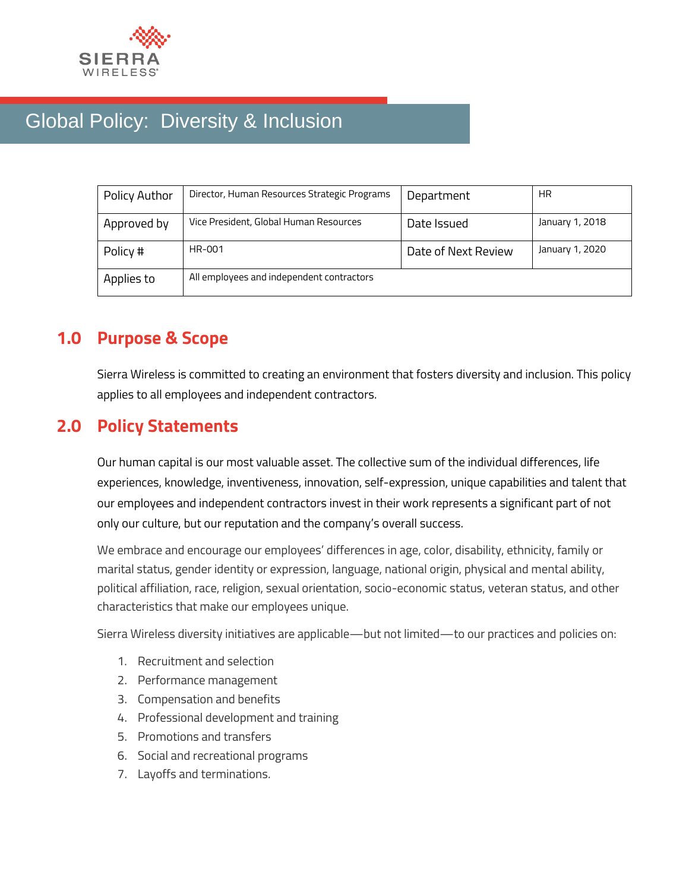SIERRA WIRELESS

# Global Policy: Diversity & Inclusion

| Policy Author | Director, Human Resources Strategic Programs | Department | HR |
|---|---|---|---|
| Approved by | Vice President, Global Human Resources | Date Issued | January 1, 2018 |
| Policy # | HR-001 | Date of Next Review | January 1, 2020 |
| Applies to | All employees and independent contractors | | |

## 1.0 Purpose & Scope

Sierra Wireless is committed to creating an environment that fosters diversity and inclusion. This policy applies to all employees and independent contractors.

## 2.0 Policy Statements

Our human capital is our most valuable asset. The collective sum of the individual differences, life experiences, knowledge, inventiveness, innovation, self-expression, unique capabilities and talent that our employees and independent contractors invest in their work represents a significant part of not only our culture, but our reputation and the company's overall success.

We embrace and encourage our employees' differences in age, color, disability, ethnicity, family or marital status, gender identity or expression, language, national origin, physical and mental ability, political affiliation, race, religion, sexual orientation, socio-economic status, veteran status, and other characteristics that make our employees unique.

Sierra Wireless diversity initiatives are applicable—but not limited—to our practices and policies on:

1. Recruitment and selection
2. Performance management
3. Compensation and benefits
4. Professional development and training
5. Promotions and transfers
6. Social and recreational programs
7. Layoffs and terminations.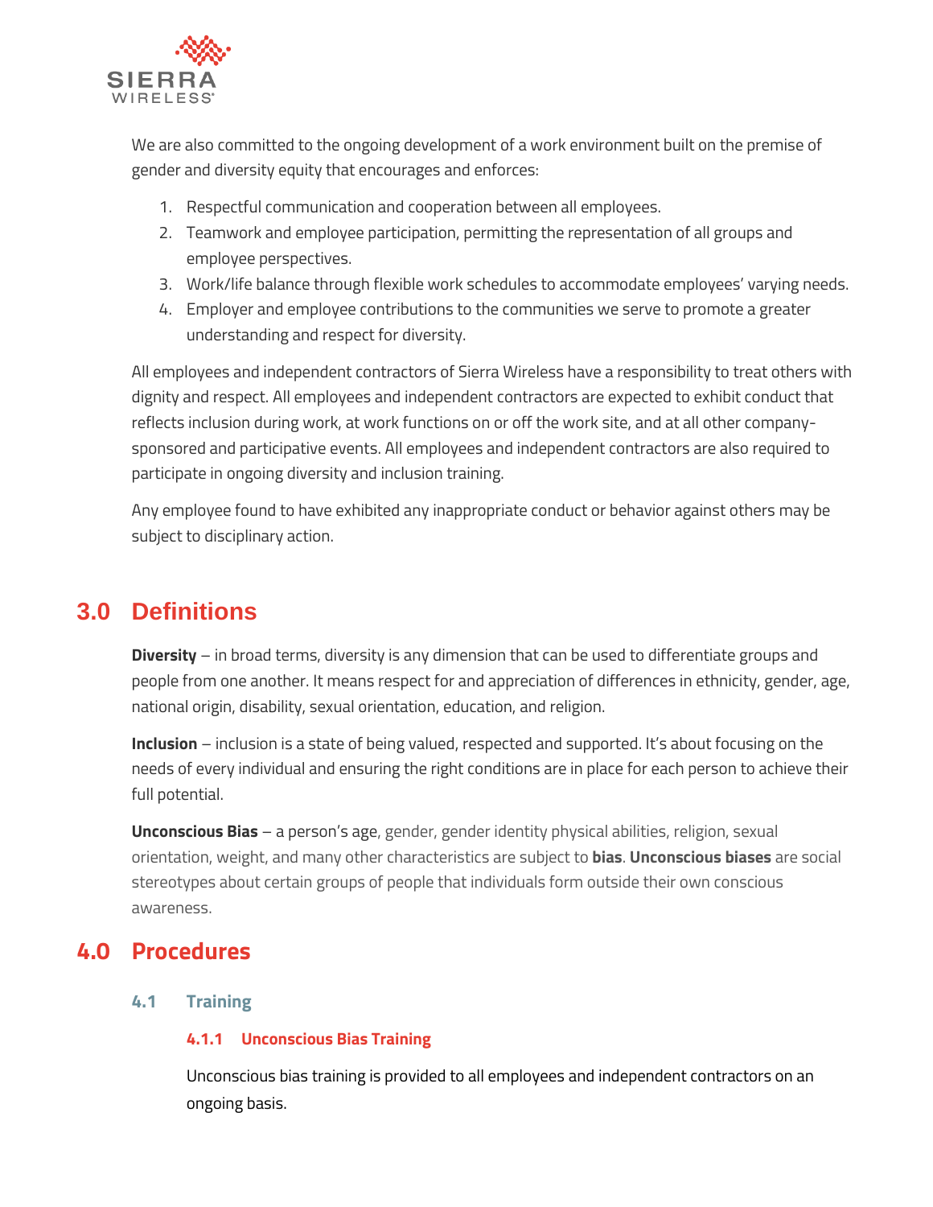We are also committed to the ongoing development of a work environment built on the premise of gender and diversity equity that encourages and enforces:

1. Respectful communication and cooperation between all employees.
2. Teamwork and employee participation, permitting the representation of all groups and employee perspectives.
3. Work/life balance through flexible work schedules to accommodate employees' varying needs.
4. Employer and employee contributions to the communities we serve to promote a greater understanding and respect for diversity.

All employees and independent contractors of Sierra Wireless have a responsibility to treat others with dignity and respect. All employees and independent contractors are expected to exhibit conduct that reflects inclusion during work, at work functions on or off the work site, and at all other company-sponsored and participative events. All employees and independent contractors are also required to participate in ongoing diversity and inclusion training.

Any employee found to have exhibited any inappropriate conduct or behavior against others may be subject to disciplinary action.

# 3.0 Definitions

**Diversity** – in broad terms, diversity is any dimension that can be used to differentiate groups and people from one another. It means respect for and appreciation of differences in ethnicity, gender, age, national origin, disability, sexual orientation, education, and religion.

**Inclusion** – inclusion is a state of being valued, respected and supported. It's about focusing on the needs of every individual and ensuring the right conditions are in place for each person to achieve their full potential.

**Unconscious Bias** – a person's age, gender, gender identity physical abilities, religion, sexual orientation, weight, and many other characteristics are subject to **bias**. **Unconscious biases** are social stereotypes about certain groups of people that individuals form outside their own conscious awareness.

# 4.0 Procedures

## 4.1 Training

### 4.1.1 Unconscious Bias Training

Unconscious bias training is provided to all employees and independent contractors on an ongoing basis.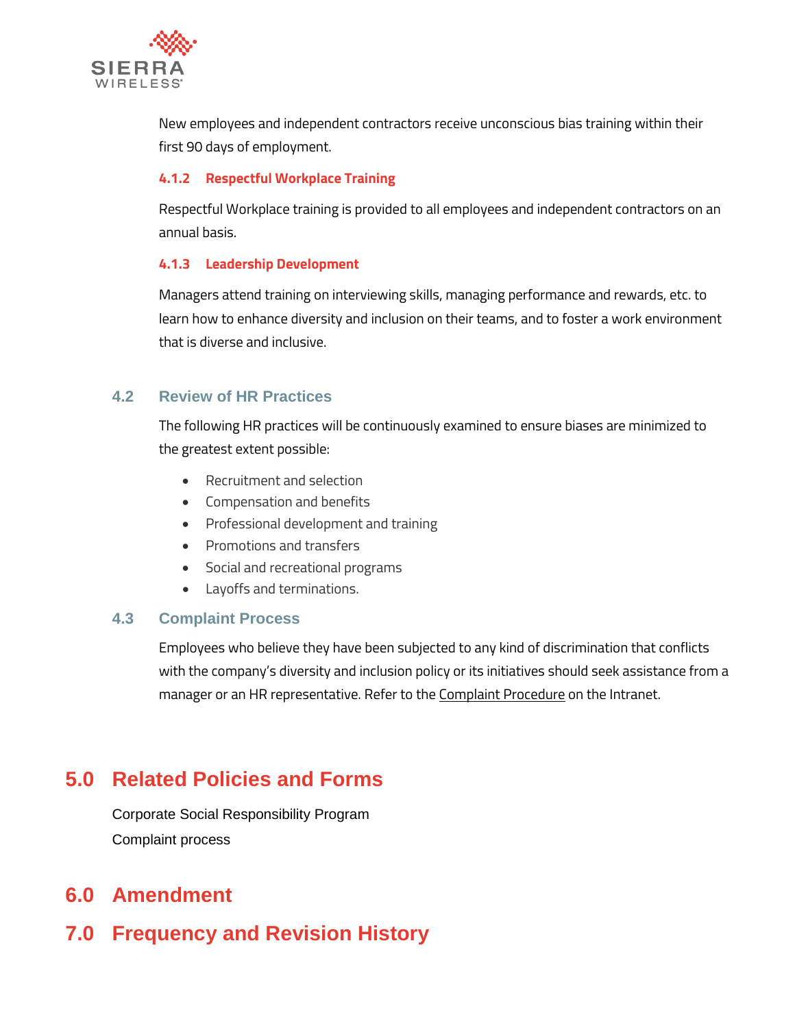New employees and independent contractors receive unconscious bias training within their first 90 days of employment.

#### 4.1.2 Respectful Workplace Training

Respectful Workplace training is provided to all employees and independent contractors on an annual basis.

#### 4.1.3 Leadership Development

Managers attend training on interviewing skills, managing performance and rewards, etc. to learn how to enhance diversity and inclusion on their teams, and to foster a work environment that is diverse and inclusive.

### 4.2 Review of HR Practices

The following HR practices will be continuously examined to ensure biases are minimized to the greatest extent possible:

- Recruitment and selection
- Compensation and benefits
- Professional development and training
- Promotions and transfers
- Social and recreational programs
- Layoffs and terminations.

### 4.3 Complaint Process

Employees who believe they have been subjected to any kind of discrimination that conflicts with the company's diversity and inclusion policy or its initiatives should seek assistance from a manager or an HR representative. Refer to the Complaint Procedure on the Intranet.

## 5.0 Related Policies and Forms

Corporate Social Responsibility Program

Complaint process

## 6.0 Amendment

## 7.0 Frequency and Revision History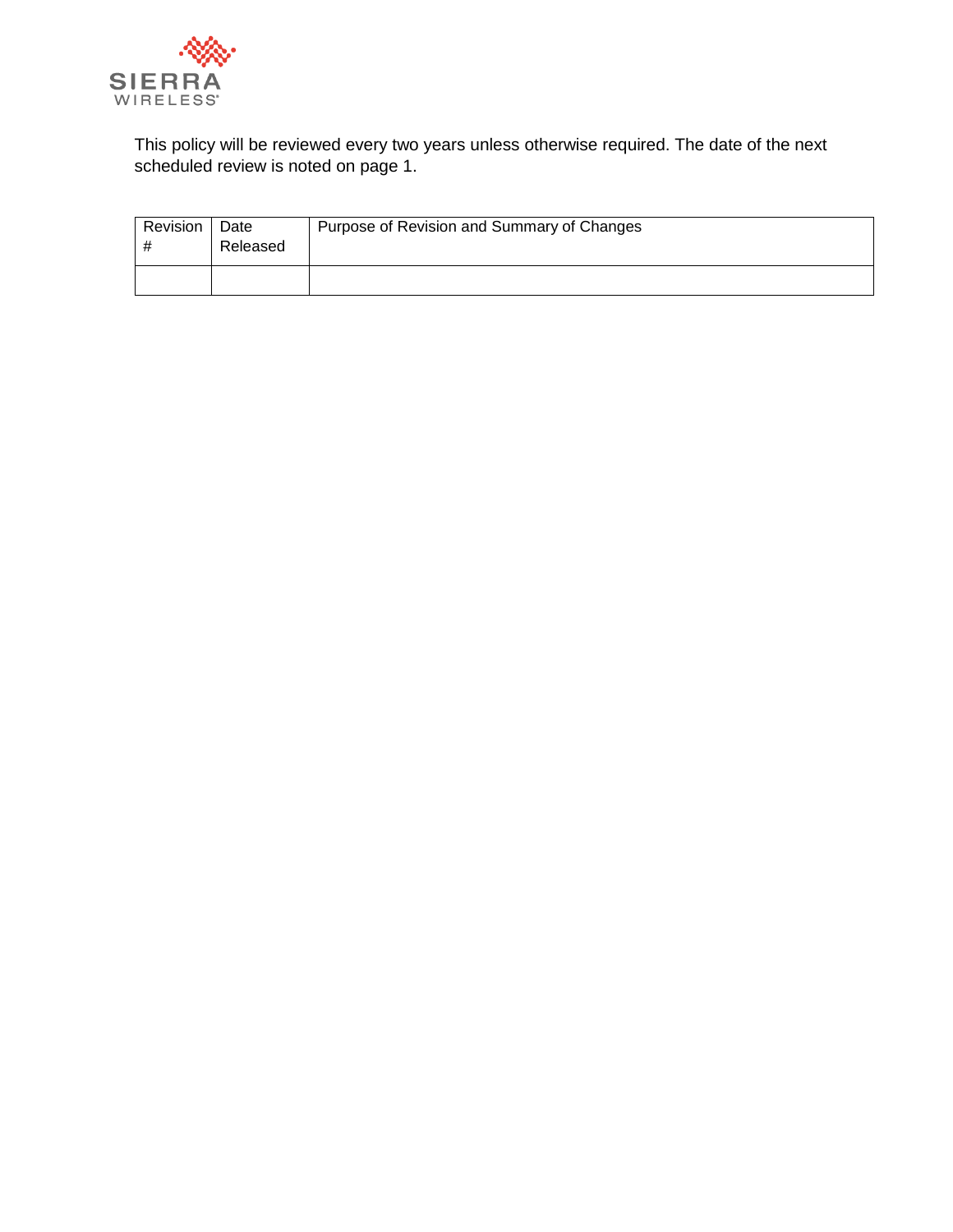This policy will be reviewed every two years unless otherwise required. The date of the next scheduled review is noted on page 1.

| Revision # | Date Released | Purpose of Revision and Summary of Changes |
|---|---|---|
| | | |